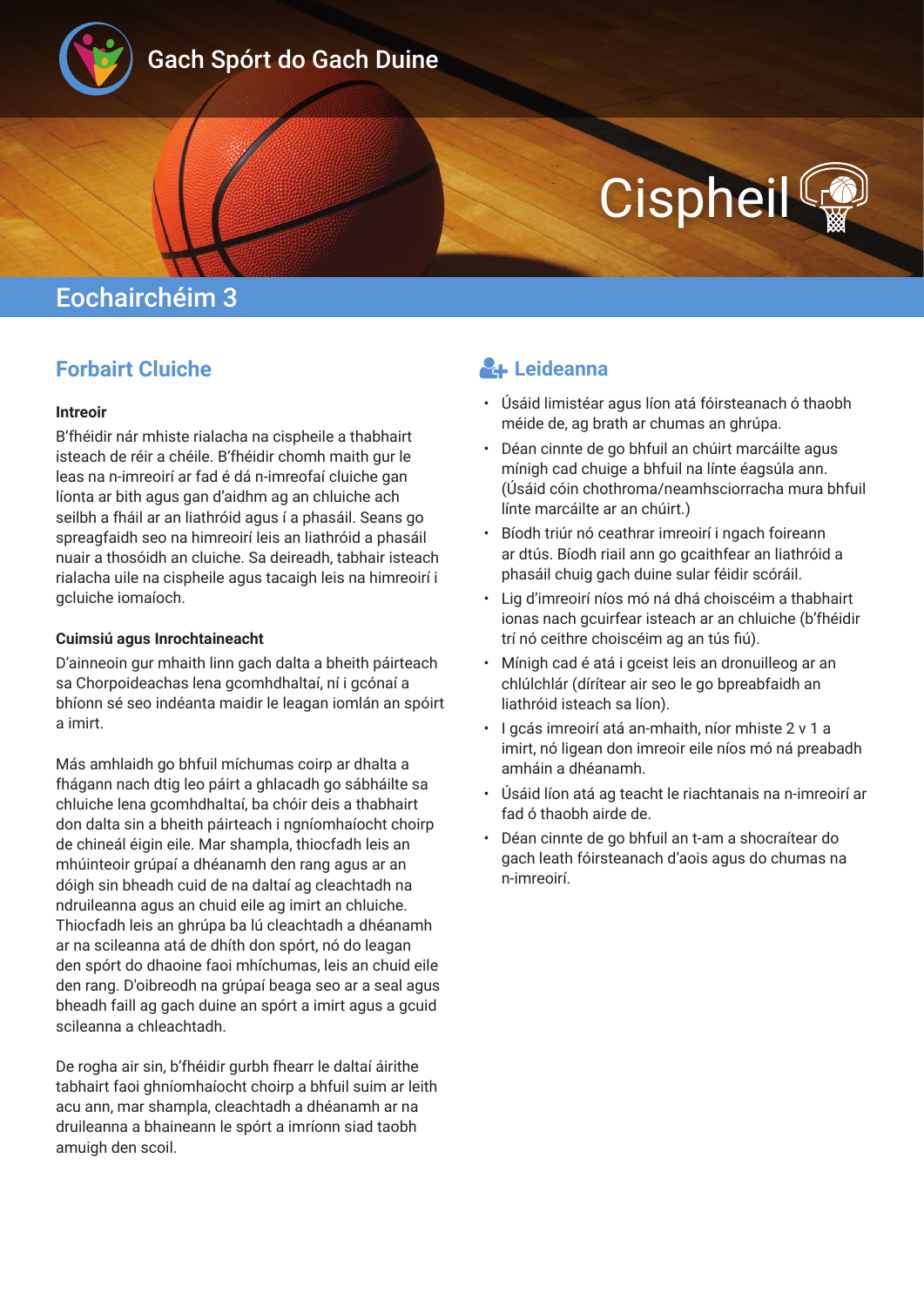Gach Spórt do Gach Duine

# Cispheil

## Eochairchéim 3

### Forbairt Cluiche

**Intreoir**

B'fhéidir nár mhiste rialacha na cispheile a thabhairt isteach de réir a chéile. B'fhéidir chomh maith gur le leas na n-imreoirí ar fad é dá n-imreofaí cluiche gan líonta ar bith agus gan d'aidhm ag an chluiche ach seilbh a fháil ar an liathróid agus í a phasáil. Seans go spreagfaidh seo na himreoirí leis an liathróid a phasáil nuair a thosóidh an cluiche. Sa deireadh, tabhair isteach rialacha uile na cispheile agus tacaigh leis na himreoirí i gcluiche iomaíoch.

**Cuimsiú agus Inrochtaineacht**

D'ainneoin gur mhaith linn gach dalta a bheith páirteach sa Chorpoideachas lena gcomhdhaltaí, ní i gcónaí a bhíonn sé seo indéanta maidir le leagan iomlán an spóirt a imirt.

Más amhlaidh go bhfuil míchumas coirp ar dhalta a fhágann nach dtig leo páirt a ghlacadh go sábháilte sa chluiche lena gcomhdhaltaí, ba chóir deis a thabhairt don dalta sin a bheith páirteach i ngníomhaíocht choirp de chineál éigin eile. Mar shampla, thiocfadh leis an mhúinteoir grúpaí a dhéanamh den rang agus ar an dóigh sin bheadh cuid de na daltaí ag cleachtadh na ndruileanna agus an chuid eile ag imirt an chluiche. Thiocfadh leis an ghrúpa ba lú cleachtadh a dhéanamh ar na scileanna atá de dhíth don spórt, nó do leagan den spórt do dhaoine faoi mhíchumas, leis an chuid eile den rang. D'oibreodh na grúpaí beaga seo ar a seal agus bheadh faill ag gach duine an spórt a imirt agus a gcuid scileanna a chleachtadh.

De rogha air sin, b'fhéidir gurbh fhearr le daltaí áirithe tabhairt faoi ghníomhaíocht choirp a bhfuil suim ar leith acu ann, mar shampla, cleachtadh a dhéanamh ar na druileanna a bhaineann le spórt a imríonn siad taobh amuigh den scoil.

### Leideanna

- Úsáid limistéar agus líon atá fóirsteanach ó thaobh méide de, ag brath ar chumas an ghrúpa.
- Déan cinnte de go bhfuil an chúirt marcáilte agus mínigh cad chuige a bhfuil na línte éagsúla ann. (Úsáid cóin chothroma/neamhsciorracha mura bhfuil línte marcáilte ar an chúirt.)
- Bíodh triúr nó ceathrar imreoirí i ngach foireann ar dtús. Bíodh riail ann go gcaithfear an liathróid a phasáil chuig gach duine sular féidir scóráil.
- Lig d'imreoirí níos mó ná dhá choiscéim a thabhairt ionas nach gcuirfear isteach ar an chluiche (b'fhéidir trí nó ceithre choiscéim ag an tús fiú).
- Mínigh cad é atá i gceist leis an dronuilleog ar an chlúlchlár (dírítear air seo le go bpreabfaidh an liathróid isteach sa líon).
- I gcás imreoirí atá an-mhaith, níor mhiste 2 v 1 a imirt, nó ligean don imreoir eile níos mó ná preabadh amháin a dhéanamh.
- Úsáid líon atá ag teacht le riachtanais na n-imreoirí ar fad ó thaobh airde de.
- Déan cinnte de go bhfuil an t-am a shocraítear do gach leath fóirsteanach d'aois agus do chumas na n-imreoirí.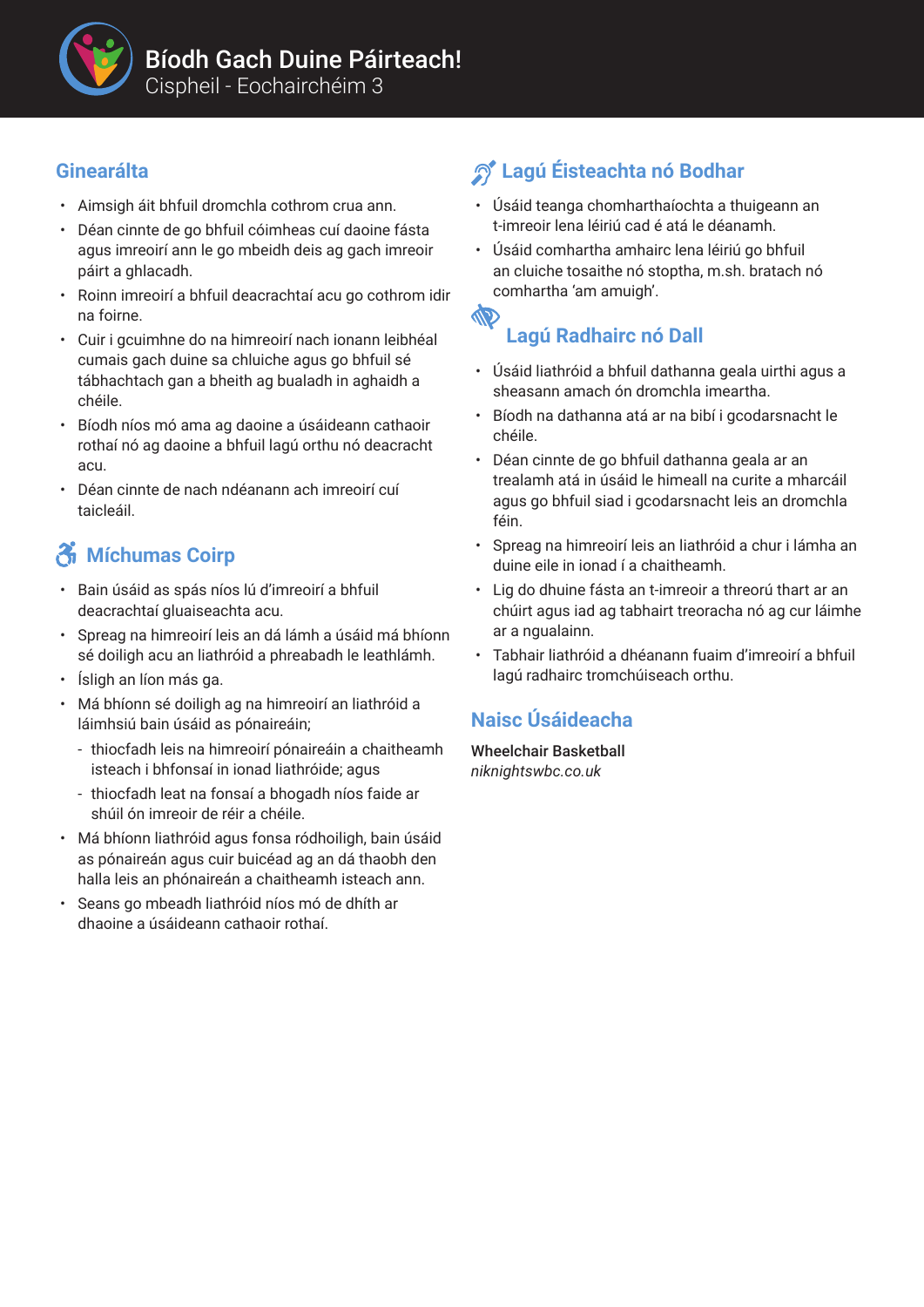# Bíodh Gach Duine Páirteach!

Cispheil - Eochairchéim 3

## Ginearálta

- Aimsigh áit bhfuil dromchla cothrom crua ann.
- Déan cinnte de go bhfuil cóimheas cuí daoine fásta agus imreoirí ann le go mbeidh deis ag gach imreoir páirt a ghlacadh.
- Roinn imreoirí a bhfuil deacrachtaí acu go cothrom idir na foirne.
- Cuir i gcuimhne do na himreoirí nach ionann leibhéal cumais gach duine sa chluiche agus go bhfuil sé tábhachtach gan a bheith ag bualadh in aghaidh a chéile.
- Bíodh níos mó ama ag daoine a úsáideann cathaoir rothaí nó ag daoine a bhfuil lagú orthu nó deacracht acu.
- Déan cinnte de nach ndéanann ach imreoirí cuí taicleáil.

## Míchumas Coirp

- Bain úsáid as spás níos lú d'imreoirí a bhfuil deacrachtaí gluaiseachta acu.
- Spreag na himreoirí leis an dá lámh a úsáid má bhíonn sé doiligh acu an liathróid a phreabadh le leathlámh.
- Ísligh an líon más ga.
- Má bhíonn sé doiligh ag na himreoirí an liathróid a láimhsiú bain úsáid as pónaireáin;
    - thiocfadh leis na himreoirí pónaireáin a chaitheamh isteach i bhfonsaí in ionad liathróide; agus
    - thiocfadh leat na fonsaí a bhogadh níos faide ar shúil ón imreoir de réir a chéile.
- Má bhíonn liathróid agus fonsa ródhoiligh, bain úsáid as pónaireán agus cuir buicéad ag an dá thaobh den halla leis an phónaireán a chaitheamh isteach ann.
- Seans go mbeadh liathróid níos mó de dhíth ar dhaoine a úsáideann cathaoir rothaí.

## Lagú Éisteachta nó Bodhar

- Úsáid teanga chomharthaíochta a thuigeann an t-imreoir lena léiriú cad é atá le déanamh.
- Úsáid comhartha amhairc lena léiriú go bhfuil an cluiche tosaithe nó stoptha, m.sh. bratach nó comhartha 'am amuigh'.

## Lagú Radhairc nó Dall

- Úsáid liathróid a bhfuil dathanna geala uirthi agus a sheasann amach ón dromchla imeartha.
- Bíodh na dathanna atá ar na bibí i gcodarsnacht le chéile.
- Déan cinnte de go bhfuil dathanna geala ar an trealamh atá in úsáid le himeall na curite a mharcáil agus go bhfuil siad i gcodarsnacht leis an dromchla féin.
- Spreag na himreoirí leis an liathróid a chur i lámha an duine eile in ionad í a chaitheamh.
- Lig do dhuine fásta an t-imreoir a threorú thart ar an chúirt agus iad ag tabhairt treoracha nó ag cur láimhe ar a ngualainn.
- Tabhair liathróid a dhéanann fuaim d'imreoirí a bhfuil lagú radhairc tromchúiseach orthu.

## Naisc Úsáideacha

**Wheelchair Basketball**
*niknightswbc.co.uk*